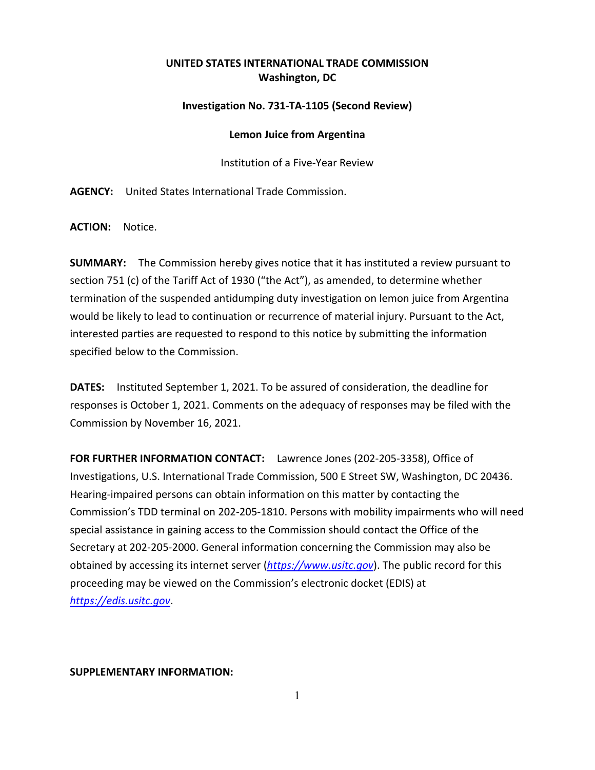**UNITED STATES INTERNATIONAL TRADE COMMISSION**
**Washington, DC**

**Investigation No. 731-TA-1105 (Second Review)**

**Lemon Juice from Argentina**

Institution of a Five-Year Review

**AGENCY:** United States International Trade Commission.

**ACTION:** Notice.

**SUMMARY:** The Commission hereby gives notice that it has instituted a review pursuant to section 751 (c) of the Tariff Act of 1930 ("the Act"), as amended, to determine whether termination of the suspended antidumping duty investigation on lemon juice from Argentina would be likely to lead to continuation or recurrence of material injury. Pursuant to the Act, interested parties are requested to respond to this notice by submitting the information specified below to the Commission.

**DATES:** Instituted September 1, 2021. To be assured of consideration, the deadline for responses is October 1, 2021. Comments on the adequacy of responses may be filed with the Commission by November 16, 2021.

**FOR FURTHER INFORMATION CONTACT:** Lawrence Jones (202-205-3358), Office of Investigations, U.S. International Trade Commission, 500 E Street SW, Washington, DC 20436. Hearing-impaired persons can obtain information on this matter by contacting the Commission's TDD terminal on 202-205-1810. Persons with mobility impairments who will need special assistance in gaining access to the Commission should contact the Office of the Secretary at 202-205-2000. General information concerning the Commission may also be obtained by accessing its internet server (*https://www.usitc.gov*). The public record for this proceeding may be viewed on the Commission's electronic docket (EDIS) at *https://edis.usitc.gov*.

**SUPPLEMENTARY INFORMATION:**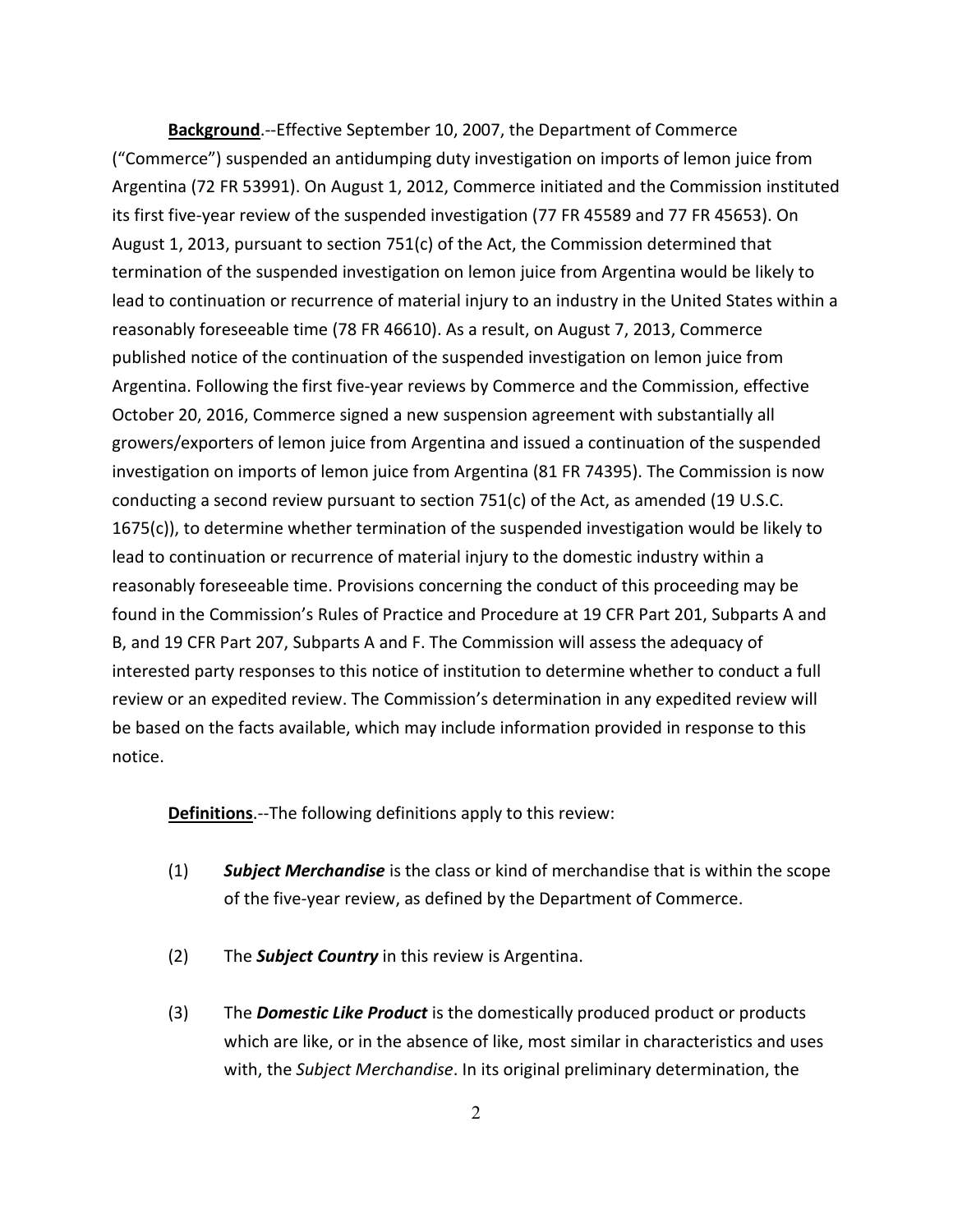**Background**.--Effective September 10, 2007, the Department of Commerce ("Commerce") suspended an antidumping duty investigation on imports of lemon juice from Argentina (72 FR 53991). On August 1, 2012, Commerce initiated and the Commission instituted its first five-year review of the suspended investigation (77 FR 45589 and 77 FR 45653). On August 1, 2013, pursuant to section 751(c) of the Act, the Commission determined that termination of the suspended investigation on lemon juice from Argentina would be likely to lead to continuation or recurrence of material injury to an industry in the United States within a reasonably foreseeable time (78 FR 46610). As a result, on August 7, 2013, Commerce published notice of the continuation of the suspended investigation on lemon juice from Argentina. Following the first five-year reviews by Commerce and the Commission, effective October 20, 2016, Commerce signed a new suspension agreement with substantially all growers/exporters of lemon juice from Argentina and issued a continuation of the suspended investigation on imports of lemon juice from Argentina (81 FR 74395). The Commission is now conducting a second review pursuant to section 751(c) of the Act, as amended (19 U.S.C. 1675(c)), to determine whether termination of the suspended investigation would be likely to lead to continuation or recurrence of material injury to the domestic industry within a reasonably foreseeable time. Provisions concerning the conduct of this proceeding may be found in the Commission's Rules of Practice and Procedure at 19 CFR Part 201, Subparts A and B, and 19 CFR Part 207, Subparts A and F. The Commission will assess the adequacy of interested party responses to this notice of institution to determine whether to conduct a full review or an expedited review. The Commission's determination in any expedited review will be based on the facts available, which may include information provided in response to this notice.

**Definitions**.--The following definitions apply to this review:

(1) ***Subject Merchandise*** is the class or kind of merchandise that is within the scope of the five-year review, as defined by the Department of Commerce.

(2) The ***Subject Country*** in this review is Argentina.

(3) The ***Domestic Like Product*** is the domestically produced product or products which are like, or in the absence of like, most similar in characteristics and uses with, the *Subject Merchandise*. In its original preliminary determination, the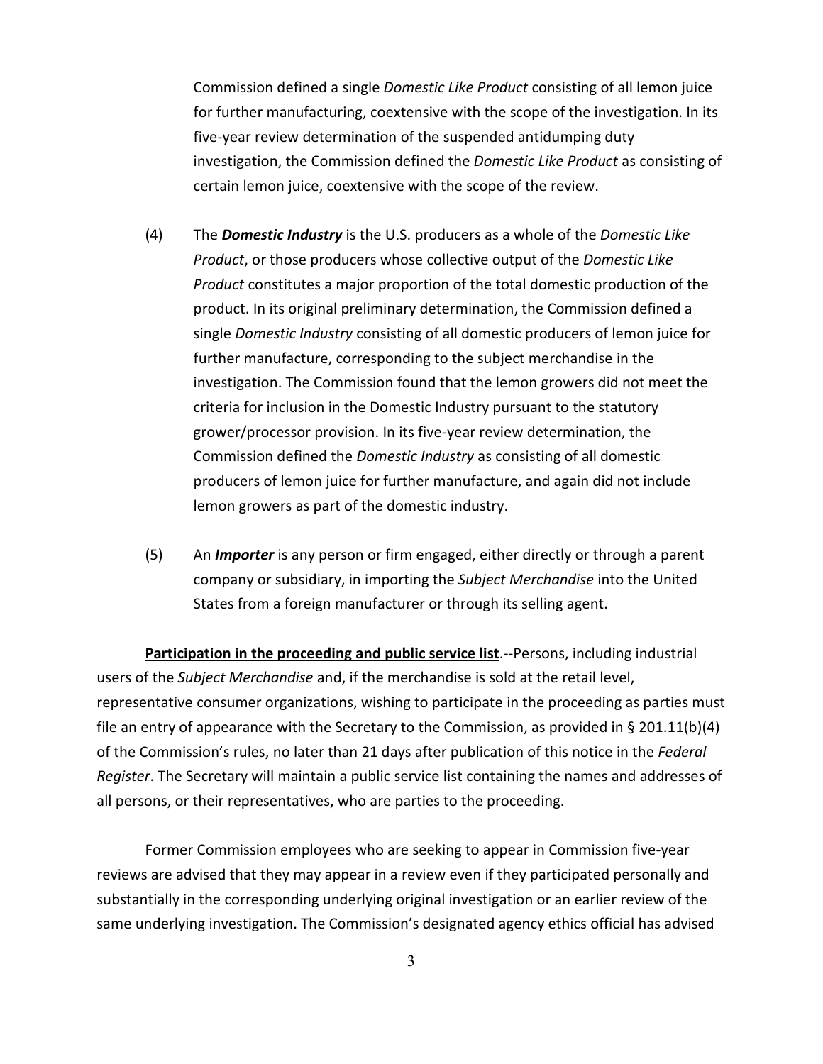Commission defined a single *Domestic Like Product* consisting of all lemon juice for further manufacturing, coextensive with the scope of the investigation. In its five-year review determination of the suspended antidumping duty investigation, the Commission defined the *Domestic Like Product* as consisting of certain lemon juice, coextensive with the scope of the review.

(4) The ***Domestic Industry*** is the U.S. producers as a whole of the *Domestic Like Product*, or those producers whose collective output of the *Domestic Like Product* constitutes a major proportion of the total domestic production of the product. In its original preliminary determination, the Commission defined a single *Domestic Industry* consisting of all domestic producers of lemon juice for further manufacture, corresponding to the subject merchandise in the investigation. The Commission found that the lemon growers did not meet the criteria for inclusion in the Domestic Industry pursuant to the statutory grower/processor provision. In its five-year review determination, the Commission defined the *Domestic Industry* as consisting of all domestic producers of lemon juice for further manufacture, and again did not include lemon growers as part of the domestic industry.

(5) An ***Importer*** is any person or firm engaged, either directly or through a parent company or subsidiary, in importing the *Subject Merchandise* into the United States from a foreign manufacturer or through its selling agent.

**Participation in the proceeding and public service list**.--Persons, including industrial users of the *Subject Merchandise* and, if the merchandise is sold at the retail level, representative consumer organizations, wishing to participate in the proceeding as parties must file an entry of appearance with the Secretary to the Commission, as provided in § 201.11(b)(4) of the Commission's rules, no later than 21 days after publication of this notice in the *Federal Register*. The Secretary will maintain a public service list containing the names and addresses of all persons, or their representatives, who are parties to the proceeding.

Former Commission employees who are seeking to appear in Commission five-year reviews are advised that they may appear in a review even if they participated personally and substantially in the corresponding underlying original investigation or an earlier review of the same underlying investigation. The Commission's designated agency ethics official has advised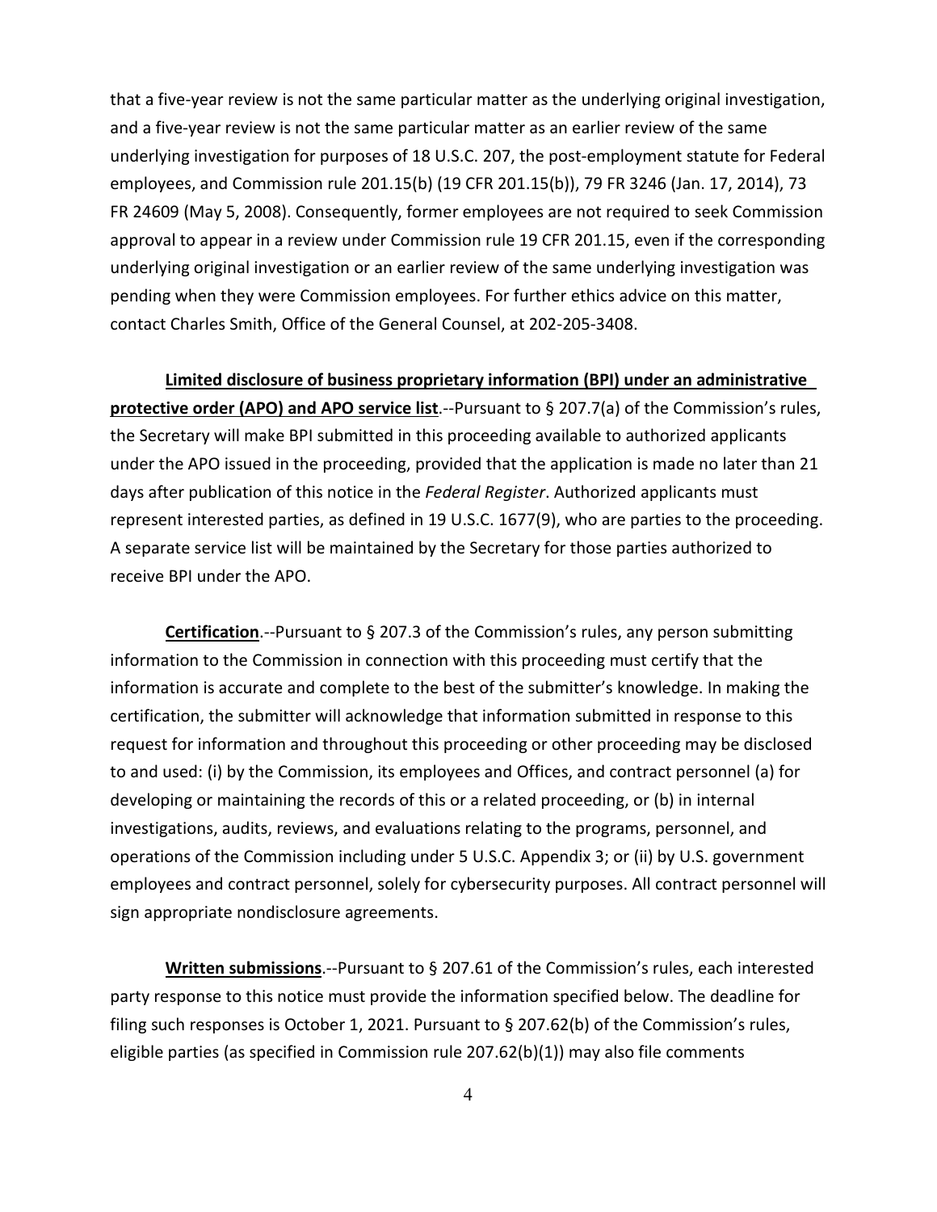that a five-year review is not the same particular matter as the underlying original investigation, and a five-year review is not the same particular matter as an earlier review of the same underlying investigation for purposes of 18 U.S.C. 207, the post-employment statute for Federal employees, and Commission rule 201.15(b) (19 CFR 201.15(b)), 79 FR 3246 (Jan. 17, 2014), 73 FR 24609 (May 5, 2008). Consequently, former employees are not required to seek Commission approval to appear in a review under Commission rule 19 CFR 201.15, even if the corresponding underlying original investigation or an earlier review of the same underlying investigation was pending when they were Commission employees. For further ethics advice on this matter, contact Charles Smith, Office of the General Counsel, at 202-205-3408.

**Limited disclosure of business proprietary information (BPI) under an administrative protective order (APO) and APO service list**.--Pursuant to § 207.7(a) of the Commission's rules, the Secretary will make BPI submitted in this proceeding available to authorized applicants under the APO issued in the proceeding, provided that the application is made no later than 21 days after publication of this notice in the *Federal Register*. Authorized applicants must represent interested parties, as defined in 19 U.S.C. 1677(9), who are parties to the proceeding. A separate service list will be maintained by the Secretary for those parties authorized to receive BPI under the APO.

**Certification**.--Pursuant to § 207.3 of the Commission's rules, any person submitting information to the Commission in connection with this proceeding must certify that the information is accurate and complete to the best of the submitter's knowledge. In making the certification, the submitter will acknowledge that information submitted in response to this request for information and throughout this proceeding or other proceeding may be disclosed to and used: (i) by the Commission, its employees and Offices, and contract personnel (a) for developing or maintaining the records of this or a related proceeding, or (b) in internal investigations, audits, reviews, and evaluations relating to the programs, personnel, and operations of the Commission including under 5 U.S.C. Appendix 3; or (ii) by U.S. government employees and contract personnel, solely for cybersecurity purposes. All contract personnel will sign appropriate nondisclosure agreements.

**Written submissions**.--Pursuant to § 207.61 of the Commission's rules, each interested party response to this notice must provide the information specified below. The deadline for filing such responses is October 1, 2021. Pursuant to § 207.62(b) of the Commission's rules, eligible parties (as specified in Commission rule 207.62(b)(1)) may also file comments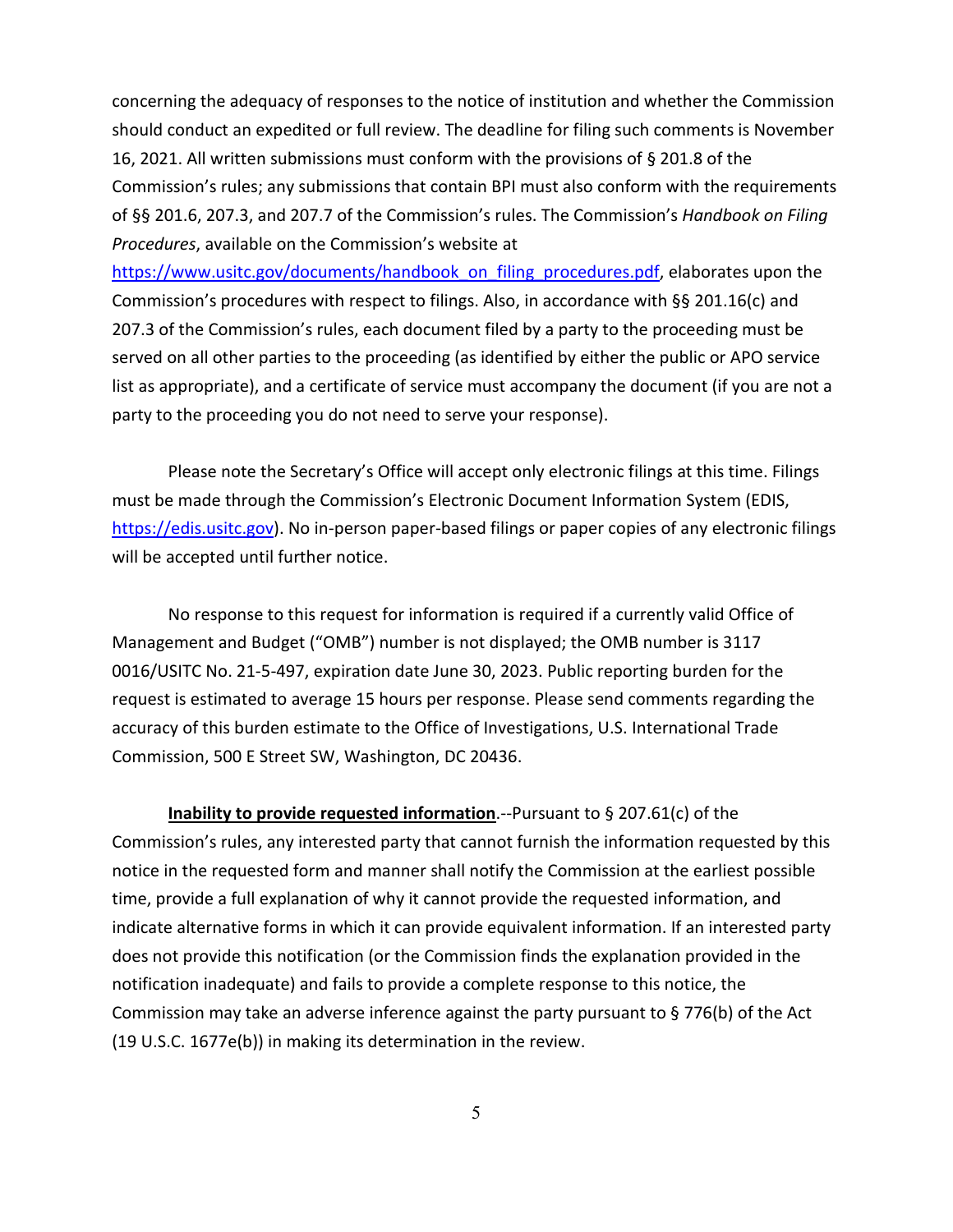concerning the adequacy of responses to the notice of institution and whether the Commission should conduct an expedited or full review. The deadline for filing such comments is November 16, 2021. All written submissions must conform with the provisions of § 201.8 of the Commission's rules; any submissions that contain BPI must also conform with the requirements of §§ 201.6, 207.3, and 207.7 of the Commission's rules. The Commission's *Handbook on Filing Procedures*, available on the Commission's website at https://www.usitc.gov/documents/handbook_on_filing_procedures.pdf, elaborates upon the Commission's procedures with respect to filings. Also, in accordance with §§ 201.16(c) and 207.3 of the Commission's rules, each document filed by a party to the proceeding must be served on all other parties to the proceeding (as identified by either the public or APO service list as appropriate), and a certificate of service must accompany the document (if you are not a party to the proceeding you do not need to serve your response).

Please note the Secretary's Office will accept only electronic filings at this time. Filings must be made through the Commission's Electronic Document Information System (EDIS, https://edis.usitc.gov). No in-person paper-based filings or paper copies of any electronic filings will be accepted until further notice.

No response to this request for information is required if a currently valid Office of Management and Budget ("OMB") number is not displayed; the OMB number is 3117 0016/USITC No. 21-5-497, expiration date June 30, 2023. Public reporting burden for the request is estimated to average 15 hours per response. Please send comments regarding the accuracy of this burden estimate to the Office of Investigations, U.S. International Trade Commission, 500 E Street SW, Washington, DC 20436.

**Inability to provide requested information**.--Pursuant to § 207.61(c) of the Commission's rules, any interested party that cannot furnish the information requested by this notice in the requested form and manner shall notify the Commission at the earliest possible time, provide a full explanation of why it cannot provide the requested information, and indicate alternative forms in which it can provide equivalent information. If an interested party does not provide this notification (or the Commission finds the explanation provided in the notification inadequate) and fails to provide a complete response to this notice, the Commission may take an adverse inference against the party pursuant to § 776(b) of the Act (19 U.S.C. 1677e(b)) in making its determination in the review.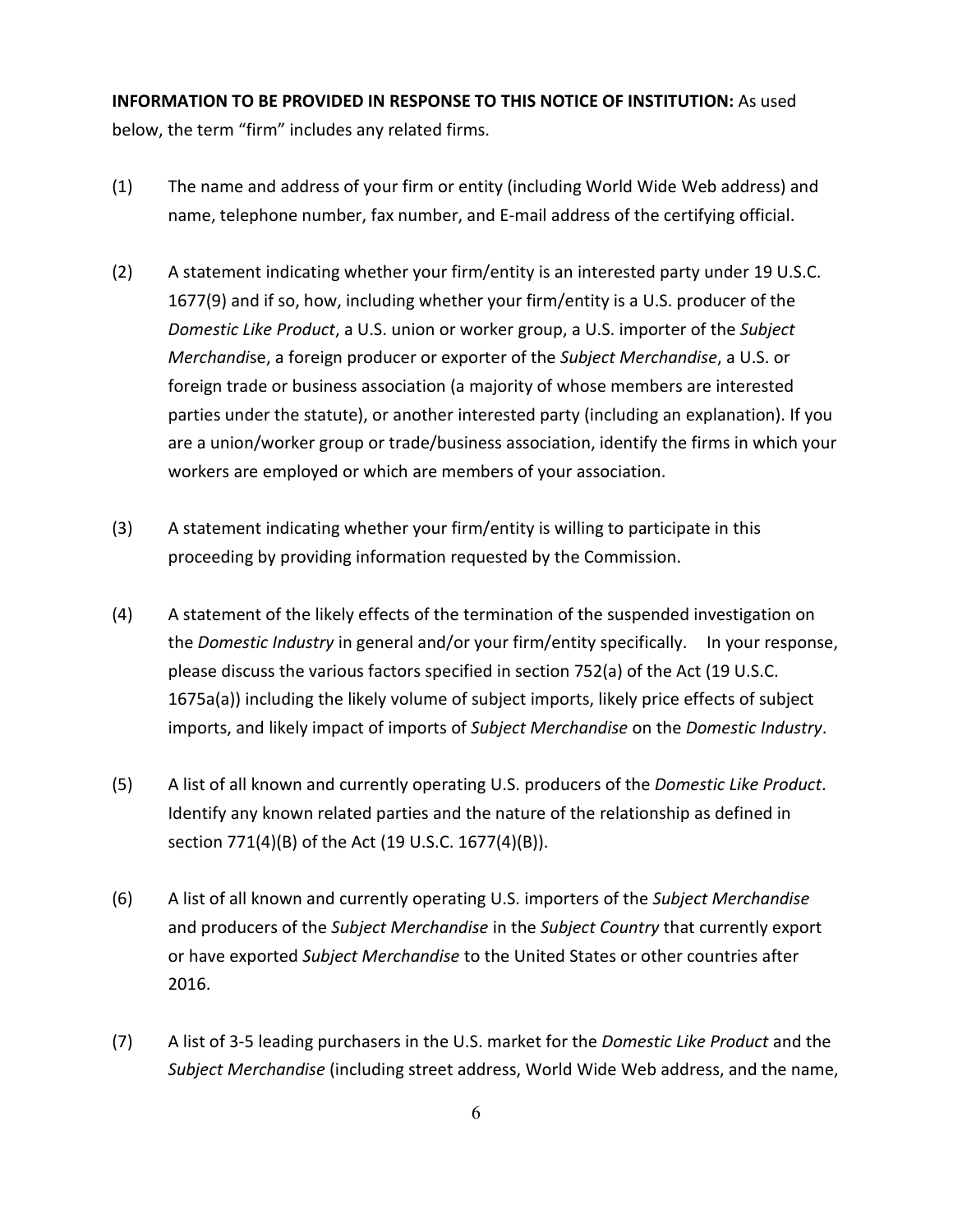**INFORMATION TO BE PROVIDED IN RESPONSE TO THIS NOTICE OF INSTITUTION:** As used below, the term "firm" includes any related firms.

(1) The name and address of your firm or entity (including World Wide Web address) and name, telephone number, fax number, and E-mail address of the certifying official.

(2) A statement indicating whether your firm/entity is an interested party under 19 U.S.C. 1677(9) and if so, how, including whether your firm/entity is a U.S. producer of the *Domestic Like Product*, a U.S. union or worker group, a U.S. importer of the *Subject Merchandise*, a foreign producer or exporter of the *Subject Merchandise*, a U.S. or foreign trade or business association (a majority of whose members are interested parties under the statute), or another interested party (including an explanation). If you are a union/worker group or trade/business association, identify the firms in which your workers are employed or which are members of your association.

(3) A statement indicating whether your firm/entity is willing to participate in this proceeding by providing information requested by the Commission.

(4) A statement of the likely effects of the termination of the suspended investigation on the *Domestic Industry* in general and/or your firm/entity specifically. In your response, please discuss the various factors specified in section 752(a) of the Act (19 U.S.C. 1675a(a)) including the likely volume of subject imports, likely price effects of subject imports, and likely impact of imports of *Subject Merchandise* on the *Domestic Industry*.

(5) A list of all known and currently operating U.S. producers of the *Domestic Like Product*. Identify any known related parties and the nature of the relationship as defined in section 771(4)(B) of the Act (19 U.S.C. 1677(4)(B)).

(6) A list of all known and currently operating U.S. importers of the *Subject Merchandise* and producers of the *Subject Merchandise* in the *Subject Country* that currently export or have exported *Subject Merchandise* to the United States or other countries after 2016.

(7) A list of 3-5 leading purchasers in the U.S. market for the *Domestic Like Product* and the *Subject Merchandise* (including street address, World Wide Web address, and the name,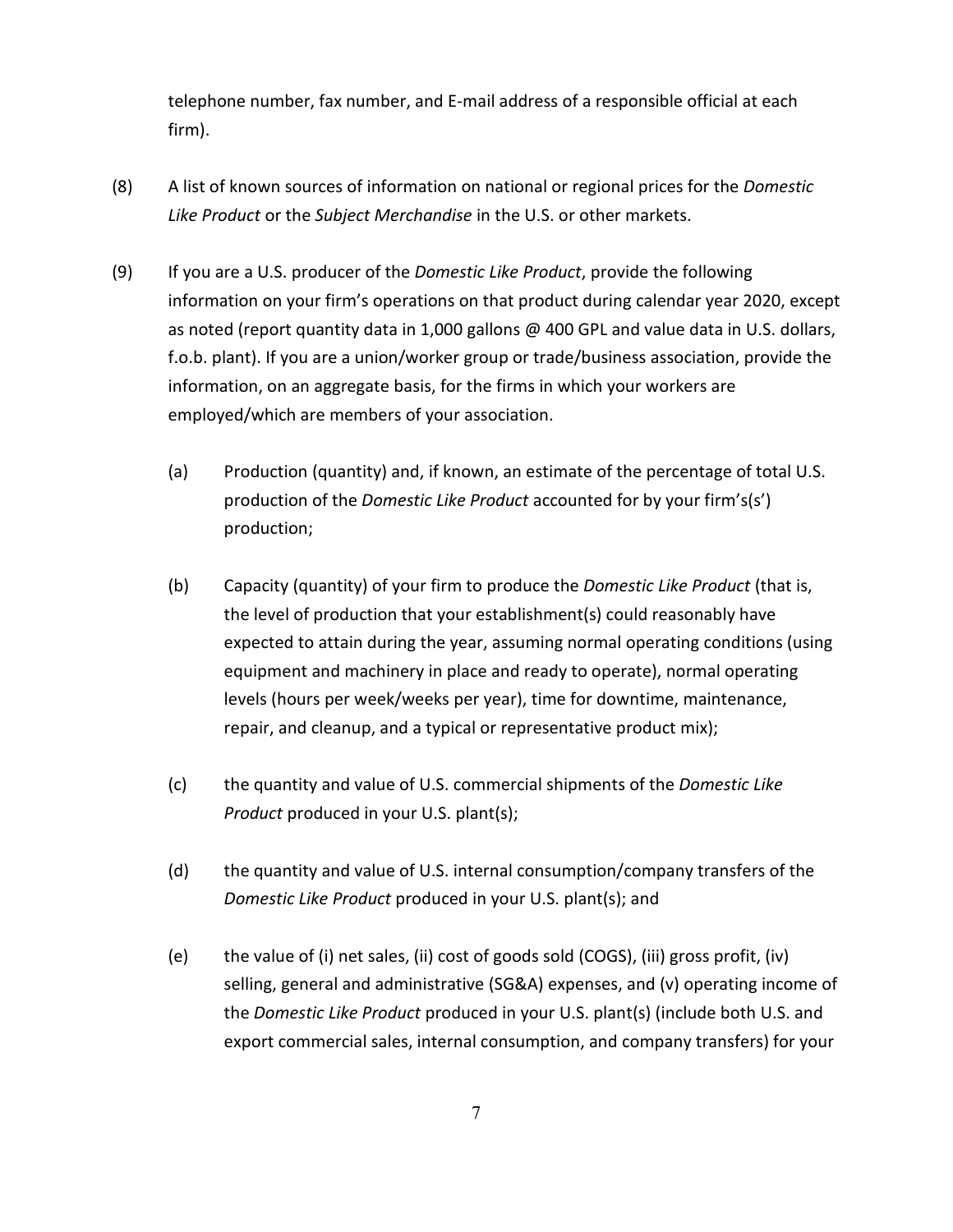telephone number, fax number, and E-mail address of a responsible official at each firm).

(8) A list of known sources of information on national or regional prices for the *Domestic Like Product* or the *Subject Merchandise* in the U.S. or other markets.

(9) If you are a U.S. producer of the *Domestic Like Product*, provide the following information on your firm's operations on that product during calendar year 2020, except as noted (report quantity data in 1,000 gallons @ 400 GPL and value data in U.S. dollars, f.o.b. plant). If you are a union/worker group or trade/business association, provide the information, on an aggregate basis, for the firms in which your workers are employed/which are members of your association.

   (a) Production (quantity) and, if known, an estimate of the percentage of total U.S. production of the *Domestic Like Product* accounted for by your firm's(s') production;

   (b) Capacity (quantity) of your firm to produce the *Domestic Like Product* (that is, the level of production that your establishment(s) could reasonably have expected to attain during the year, assuming normal operating conditions (using equipment and machinery in place and ready to operate), normal operating levels (hours per week/weeks per year), time for downtime, maintenance, repair, and cleanup, and a typical or representative product mix);

   (c) the quantity and value of U.S. commercial shipments of the *Domestic Like Product* produced in your U.S. plant(s);

   (d) the quantity and value of U.S. internal consumption/company transfers of the *Domestic Like Product* produced in your U.S. plant(s); and

   (e) the value of (i) net sales, (ii) cost of goods sold (COGS), (iii) gross profit, (iv) selling, general and administrative (SG&A) expenses, and (v) operating income of the *Domestic Like Product* produced in your U.S. plant(s) (include both U.S. and export commercial sales, internal consumption, and company transfers) for your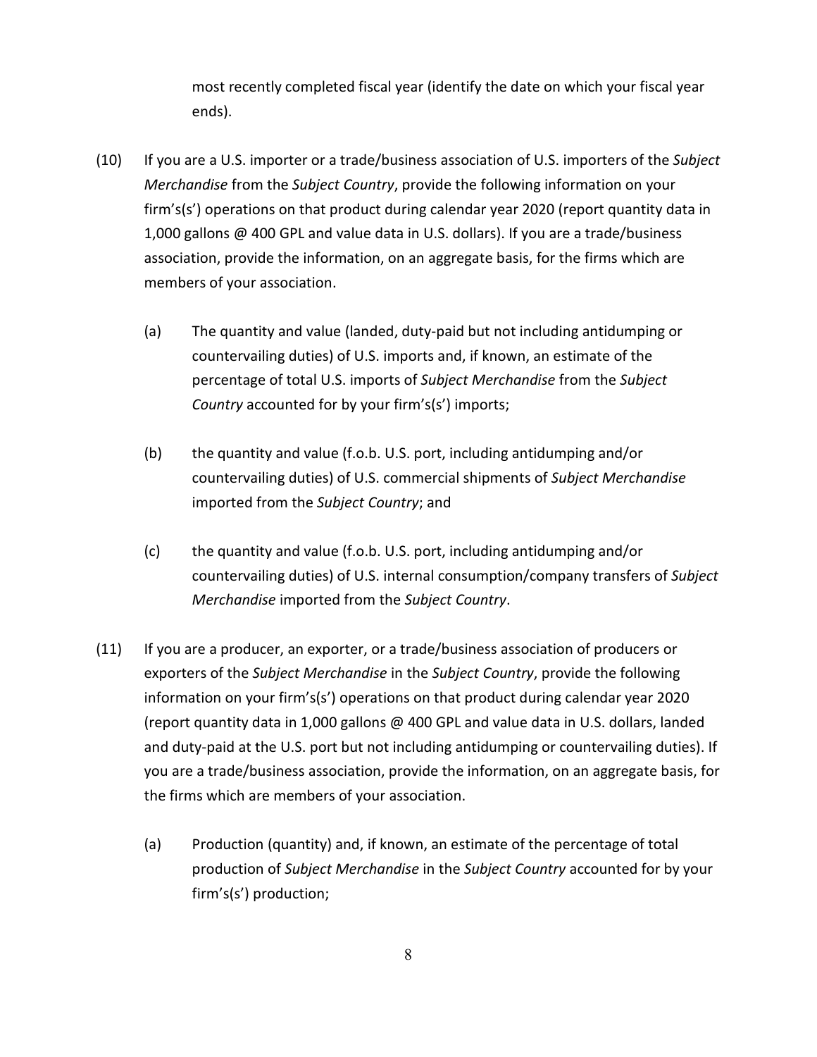most recently completed fiscal year (identify the date on which your fiscal year ends).

(10) If you are a U.S. importer or a trade/business association of U.S. importers of the *Subject Merchandise* from the *Subject Country*, provide the following information on your firm's(s') operations on that product during calendar year 2020 (report quantity data in 1,000 gallons @ 400 GPL and value data in U.S. dollars). If you are a trade/business association, provide the information, on an aggregate basis, for the firms which are members of your association.

(a) The quantity and value (landed, duty-paid but not including antidumping or countervailing duties) of U.S. imports and, if known, an estimate of the percentage of total U.S. imports of *Subject Merchandise* from the *Subject Country* accounted for by your firm's(s') imports;

(b) the quantity and value (f.o.b. U.S. port, including antidumping and/or countervailing duties) of U.S. commercial shipments of *Subject Merchandise* imported from the *Subject Country*; and

(c) the quantity and value (f.o.b. U.S. port, including antidumping and/or countervailing duties) of U.S. internal consumption/company transfers of *Subject Merchandise* imported from the *Subject Country*.

(11) If you are a producer, an exporter, or a trade/business association of producers or exporters of the *Subject Merchandise* in the *Subject Country*, provide the following information on your firm's(s') operations on that product during calendar year 2020 (report quantity data in 1,000 gallons @ 400 GPL and value data in U.S. dollars, landed and duty-paid at the U.S. port but not including antidumping or countervailing duties). If you are a trade/business association, provide the information, on an aggregate basis, for the firms which are members of your association.

(a) Production (quantity) and, if known, an estimate of the percentage of total production of *Subject Merchandise* in the *Subject Country* accounted for by your firm's(s') production;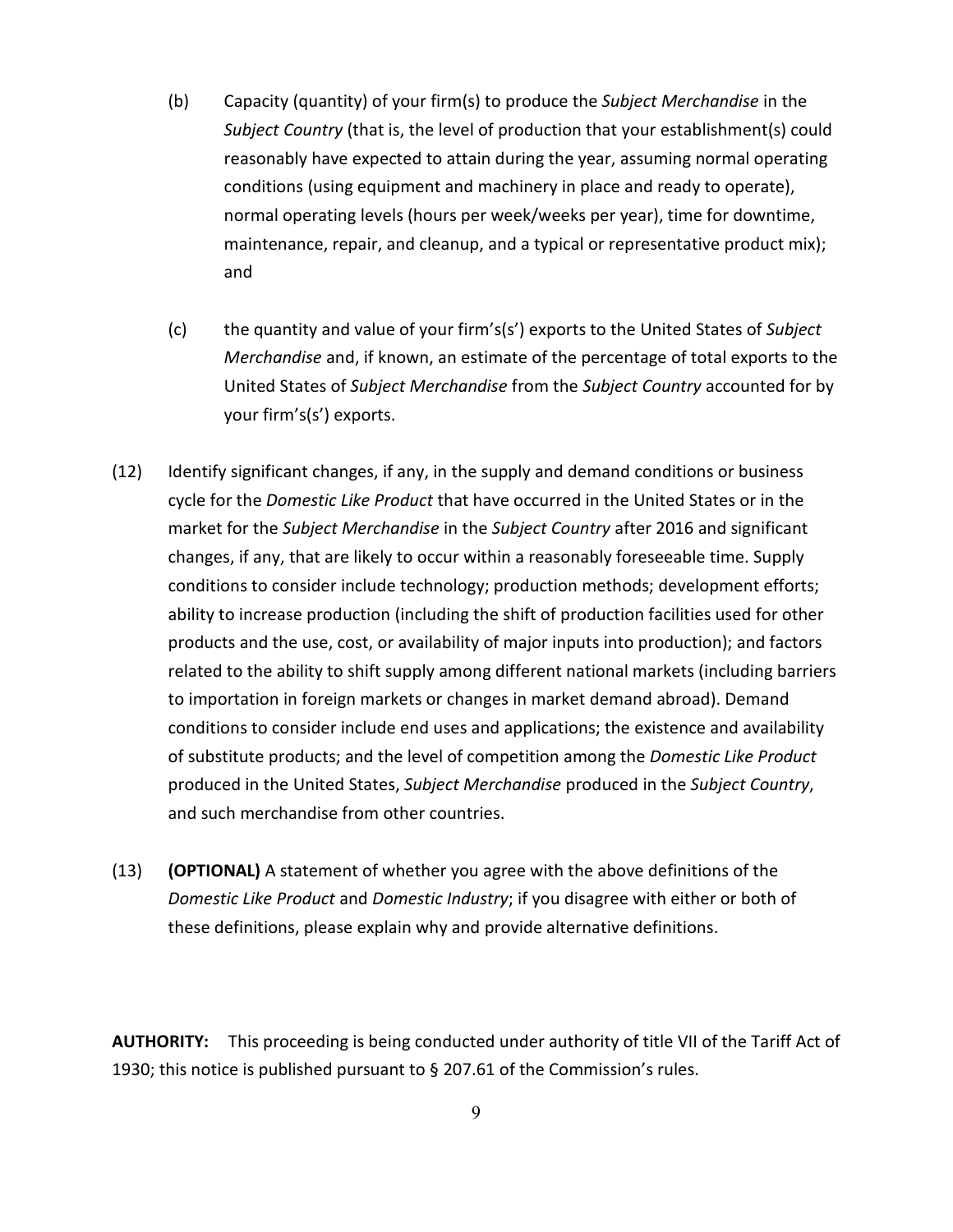(b) Capacity (quantity) of your firm(s) to produce the *Subject Merchandise* in the *Subject Country* (that is, the level of production that your establishment(s) could reasonably have expected to attain during the year, assuming normal operating conditions (using equipment and machinery in place and ready to operate), normal operating levels (hours per week/weeks per year), time for downtime, maintenance, repair, and cleanup, and a typical or representative product mix); and

(c) the quantity and value of your firm's(s') exports to the United States of *Subject Merchandise* and, if known, an estimate of the percentage of total exports to the United States of *Subject Merchandise* from the *Subject Country* accounted for by your firm's(s') exports.

(12) Identify significant changes, if any, in the supply and demand conditions or business cycle for the *Domestic Like Product* that have occurred in the United States or in the market for the *Subject Merchandise* in the *Subject Country* after 2016 and significant changes, if any, that are likely to occur within a reasonably foreseeable time. Supply conditions to consider include technology; production methods; development efforts; ability to increase production (including the shift of production facilities used for other products and the use, cost, or availability of major inputs into production); and factors related to the ability to shift supply among different national markets (including barriers to importation in foreign markets or changes in market demand abroad). Demand conditions to consider include end uses and applications; the existence and availability of substitute products; and the level of competition among the *Domestic Like Product* produced in the United States, *Subject Merchandise* produced in the *Subject Country*, and such merchandise from other countries.

(13) **(OPTIONAL)** A statement of whether you agree with the above definitions of the *Domestic Like Product* and *Domestic Industry*; if you disagree with either or both of these definitions, please explain why and provide alternative definitions.

**AUTHORITY:** This proceeding is being conducted under authority of title VII of the Tariff Act of 1930; this notice is published pursuant to § 207.61 of the Commission's rules.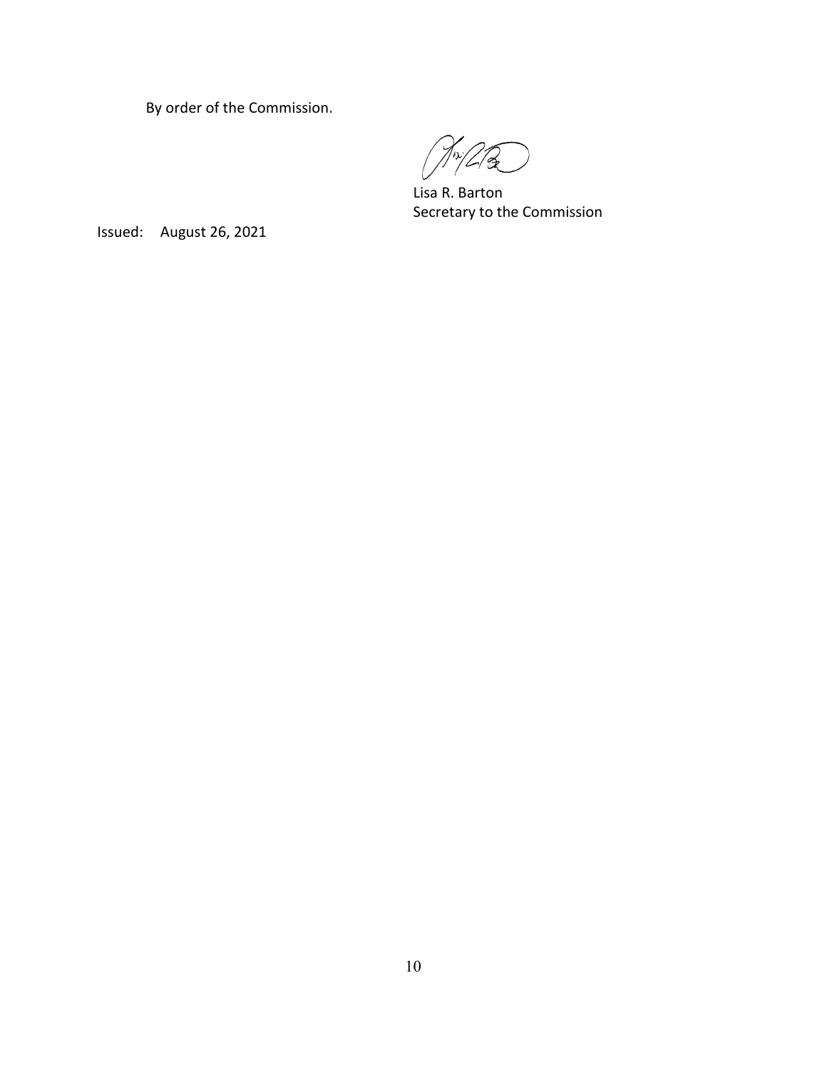By order of the Commission.

Lisa R. Barton
Secretary to the Commission

Issued: August 26, 2021